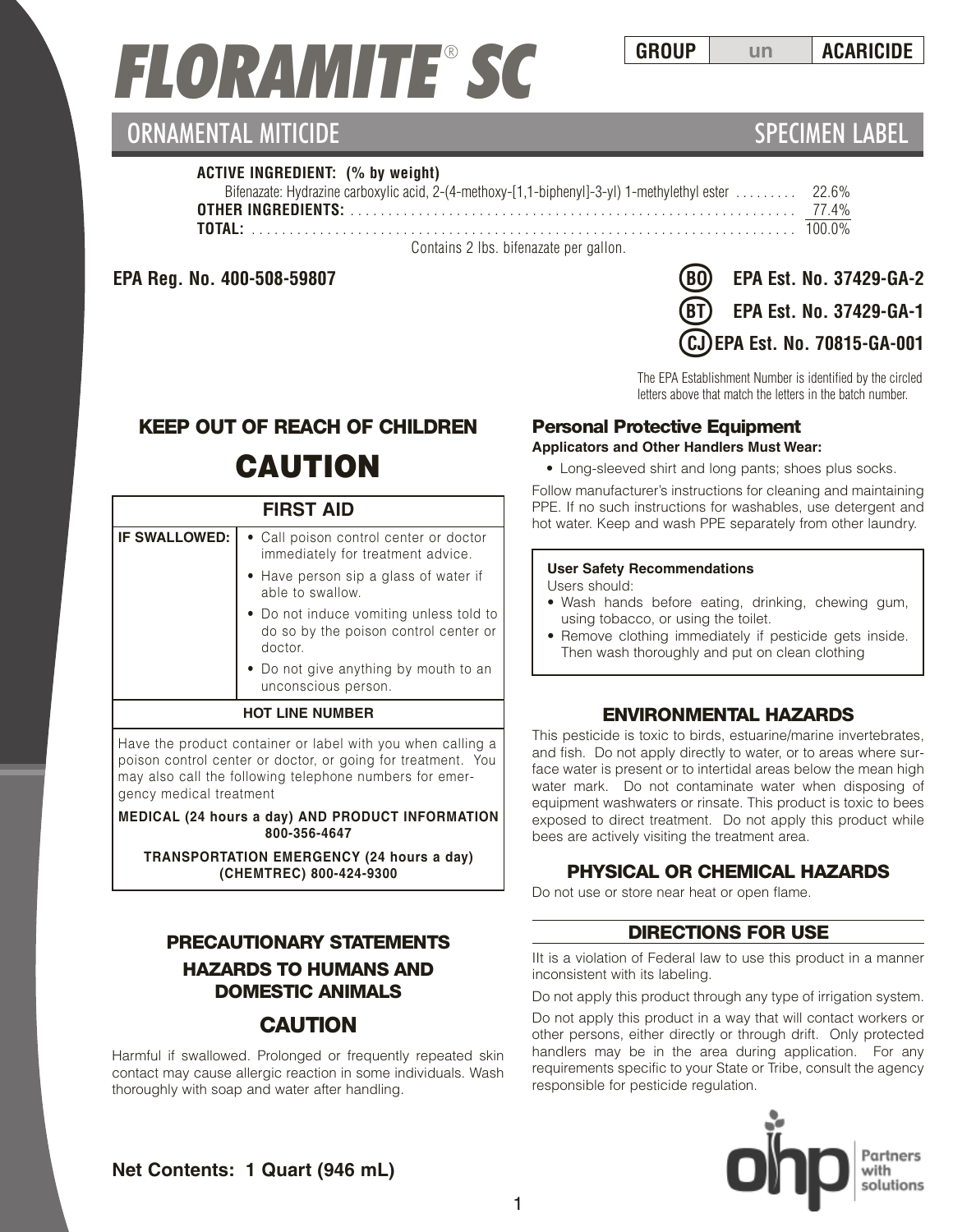# FLORAMITE® SC

| GROUP | un | ACARICIDE |
|---|---|---|

## ORNAMENTAL MITICIDE

SPECIMEN LABEL

**ACTIVE INGREDIENT: (% by weight)**

| | |
|---|---|
| Bifenazate: Hydrazine carboxylic acid, 2-(4-methoxy-[1,1-biphenyl]-3-yl) 1-methylethyl ester | 22.6% |
| **OTHER INGREDIENTS:** | 77.4% |
| **TOTAL:** | 100.0% |

Contains 2 lbs. bifenazate per gallon.

**EPA Reg. No. 400-508-59807**

**(BO) EPA Est. No. 37429-GA-2**

**(BT) EPA Est. No. 37429-GA-1**

**(CJ) EPA Est. No. 70815-GA-001**

The EPA Establishment Number is identified by the circled letters above that match the letters in the batch number.

### KEEP OUT OF REACH OF CHILDREN

# CAUTION

| FIRST AID | |
|---|---|
| **IF SWALLOWED:** | • Call poison control center or doctor immediately for treatment advice.<br>• Have person sip a glass of water if able to swallow.<br>• Do not induce vomiting unless told to do so by the poison control center or doctor.<br>• Do not give anything by mouth to an unconscious person. |
| **HOT LINE NUMBER** | |
| Have the product container or label with you when calling a poison control center or doctor, or going for treatment. You may also call the following telephone numbers for emergency medical treatment<br>**MEDICAL (24 hours a day) AND PRODUCT INFORMATION 800-356-4647**<br>**TRANSPORTATION EMERGENCY (24 hours a day) (CHEMTREC) 800-424-9300** | |

### PRECAUTIONARY STATEMENTS

### HAZARDS TO HUMANS AND DOMESTIC ANIMALS

### CAUTION

Harmful if swallowed. Prolonged or frequently repeated skin contact may cause allergic reaction in some individuals. Wash thoroughly with soap and water after handling.

### Personal Protective Equipment

**Applicators and Other Handlers Must Wear:**

- Long-sleeved shirt and long pants; shoes plus socks.

Follow manufacturer's instructions for cleaning and maintaining PPE. If no such instructions for washables, use detergent and hot water. Keep and wash PPE separately from other laundry.

**User Safety Recommendations**

Users should:

- Wash hands before eating, drinking, chewing gum, using tobacco, or using the toilet.
- Remove clothing immediately if pesticide gets inside. Then wash thoroughly and put on clean clothing

### ENVIRONMENTAL HAZARDS

This pesticide is toxic to birds, estuarine/marine invertebrates, and fish. Do not apply directly to water, or to areas where surface water is present or to intertidal areas below the mean high water mark. Do not contaminate water when disposing of equipment washwaters or rinsate. This product is toxic to bees exposed to direct treatment. Do not apply this product while bees are actively visiting the treatment area.

### PHYSICAL OR CHEMICAL HAZARDS

Do not use or store near heat or open flame.

### DIRECTIONS FOR USE

IIt is a violation of Federal law to use this product in a manner inconsistent with its labeling.

Do not apply this product through any type of irrigation system.

Do not apply this product in a way that will contact workers or other persons, either directly or through drift. Only protected handlers may be in the area during application. For any requirements specific to your State or Tribe, consult the agency responsible for pesticide regulation.

ohp Partners with solutions

**Net Contents: 1 Quart (946 mL)**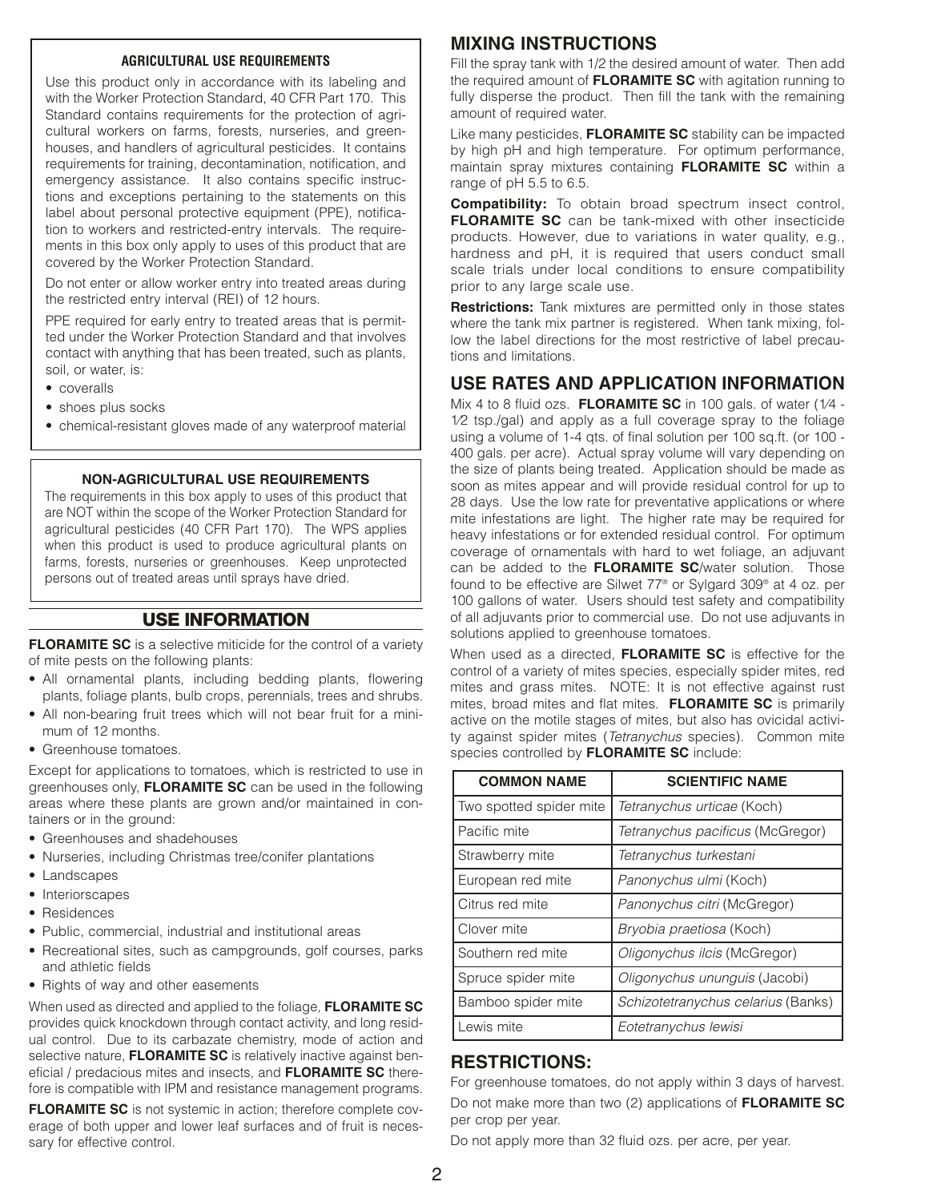### AGRICULTURAL USE REQUIREMENTS

Use this product only in accordance with its labeling and with the Worker Protection Standard, 40 CFR Part 170. This Standard contains requirements for the protection of agricultural workers on farms, forests, nurseries, and greenhouses, and handlers of agricultural pesticides. It contains requirements for training, decontamination, notification, and emergency assistance. It also contains specific instructions and exceptions pertaining to the statements on this label about personal protective equipment (PPE), notification to workers and restricted-entry intervals. The requirements in this box only apply to uses of this product that are covered by the Worker Protection Standard.

Do not enter or allow worker entry into treated areas during the restricted entry interval (REI) of 12 hours.

PPE required for early entry to treated areas that is permitted under the Worker Protection Standard and that involves contact with anything that has been treated, such as plants, soil, or water, is:

- coveralls
- shoes plus socks
- chemical-resistant gloves made of any waterproof material

### NON-AGRICULTURAL USE REQUIREMENTS

The requirements in this box apply to uses of this product that are NOT within the scope of the Worker Protection Standard for agricultural pesticides (40 CFR Part 170). The WPS applies when this product is used to produce agricultural plants on farms, forests, nurseries or greenhouses. Keep unprotected persons out of treated areas until sprays have dried.

## USE INFORMATION

**FLORAMITE SC** is a selective miticide for the control of a variety of mite pests on the following plants:

- All ornamental plants, including bedding plants, flowering plants, foliage plants, bulb crops, perennials, trees and shrubs.
- All non-bearing fruit trees which will not bear fruit for a minimum of 12 months.
- Greenhouse tomatoes.

Except for applications to tomatoes, which is restricted to use in greenhouses only, **FLORAMITE SC** can be used in the following areas where these plants are grown and/or maintained in containers or in the ground:

- Greenhouses and shadehouses
- Nurseries, including Christmas tree/conifer plantations
- Landscapes
- Interiorscapes
- Residences
- Public, commercial, industrial and institutional areas
- Recreational sites, such as campgrounds, golf courses, parks and athletic fields
- Rights of way and other easements

When used as directed and applied to the foliage, **FLORAMITE SC** provides quick knockdown through contact activity, and long residual control. Due to its carbazate chemistry, mode of action and selective nature, **FLORAMITE SC** is relatively inactive against beneficial / predacious mites and insects, and **FLORAMITE SC** therefore is compatible with IPM and resistance management programs.

**FLORAMITE SC** is not systemic in action; therefore complete coverage of both upper and lower leaf surfaces and of fruit is necessary for effective control.

## MIXING INSTRUCTIONS

Fill the spray tank with 1/2 the desired amount of water. Then add the required amount of **FLORAMITE SC** with agitation running to fully disperse the product. Then fill the tank with the remaining amount of required water.

Like many pesticides, **FLORAMITE SC** stability can be impacted by high pH and high temperature. For optimum performance, maintain spray mixtures containing **FLORAMITE SC** within a range of pH 5.5 to 6.5.

**Compatibility:** To obtain broad spectrum insect control, **FLORAMITE SC** can be tank-mixed with other insecticide products. However, due to variations in water quality, e.g., hardness and pH, it is required that users conduct small scale trials under local conditions to ensure compatibility prior to any large scale use.

**Restrictions:** Tank mixtures are permitted only in those states where the tank mix partner is registered. When tank mixing, follow the label directions for the most restrictive of label precautions and limitations.

## USE RATES AND APPLICATION INFORMATION

Mix 4 to 8 fluid ozs. **FLORAMITE SC** in 100 gals. of water (1⁄4 - 1⁄2 tsp./gal) and apply as a full coverage spray to the foliage using a volume of 1-4 qts. of final solution per 100 sq.ft. (or 100 - 400 gals. per acre). Actual spray volume will vary depending on the size of plants being treated. Application should be made as soon as mites appear and will provide residual control for up to 28 days. Use the low rate for preventative applications or where mite infestations are light. The higher rate may be required for heavy infestations or for extended residual control. For optimum coverage of ornamentals with hard to wet foliage, an adjuvant can be added to the **FLORAMITE SC**/water solution. Those found to be effective are Silwet 77® or Sylgard 309® at 4 oz. per 100 gallons of water. Users should test safety and compatibility of all adjuvants prior to commercial use. Do not use adjuvants in solutions applied to greenhouse tomatoes.

When used as a directed, **FLORAMITE SC** is effective for the control of a variety of mites species, especially spider mites, red mites and grass mites. NOTE: It is not effective against rust mites, broad mites and flat mites. **FLORAMITE SC** is primarily active on the motile stages of mites, but also has ovicidal activity against spider mites (*Tetranychus* species). Common mite species controlled by **FLORAMITE SC** include:

| COMMON NAME | SCIENTIFIC NAME |
|---|---|
| Two spotted spider mite | *Tetranychus urticae* (Koch) |
| Pacific mite | *Tetranychus pacificus* (McGregor) |
| Strawberry mite | *Tetranychus turkestani* |
| European red mite | *Panonychus ulmi* (Koch) |
| Citrus red mite | *Panonychus citri* (McGregor) |
| Clover mite | *Bryobia praetiosa* (Koch) |
| Southern red mite | *Oligonychus ilcis* (McGregor) |
| Spruce spider mite | *Oligonychus ununguis* (Jacobi) |
| Bamboo spider mite | *Schizotetranychus celarius* (Banks) |
| Lewis mite | *Eotetranychus lewisi* |

## RESTRICTIONS:

For greenhouse tomatoes, do not apply within 3 days of harvest.

Do not make more than two (2) applications of **FLORAMITE SC** per crop per year.

Do not apply more than 32 fluid ozs. per acre, per year.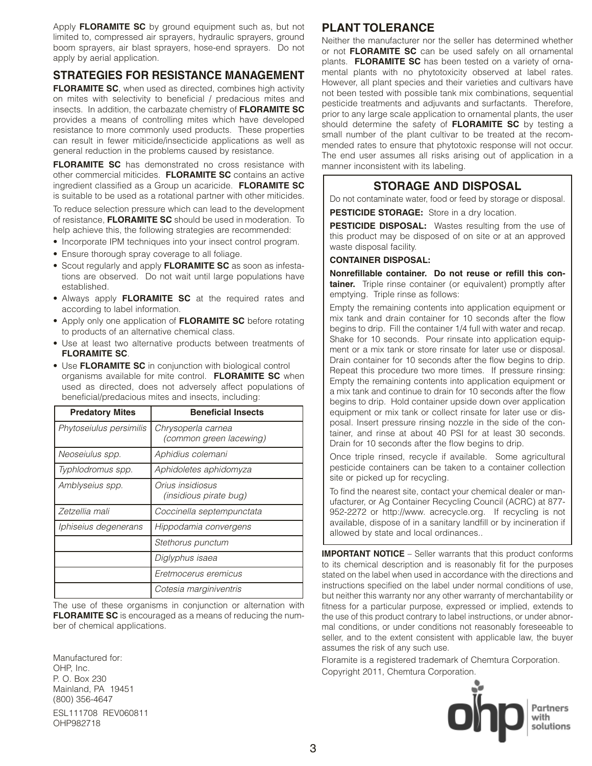Apply **FLORAMITE SC** by ground equipment such as, but not limited to, compressed air sprayers, hydraulic sprayers, ground boom sprayers, air blast sprayers, hose-end sprayers. Do not apply by aerial application.

## STRATEGIES FOR RESISTANCE MANAGEMENT

**FLORAMITE SC**, when used as directed, combines high activity on mites with selectivity to beneficial / predacious mites and insects. In addition, the carbazate chemistry of **FLORAMITE SC** provides a means of controlling mites which have developed resistance to more commonly used products. These properties can result in fewer miticide/insecticide applications as well as general reduction in the problems caused by resistance.

**FLORAMITE SC** has demonstrated no cross resistance with other commercial miticides. **FLORAMITE SC** contains an active ingredient classified as a Group un acaricide. **FLORAMITE SC** is suitable to be used as a rotational partner with other miticides.

To reduce selection pressure which can lead to the development of resistance, **FLORAMITE SC** should be used in moderation. To help achieve this, the following strategies are recommended:

- Incorporate IPM techniques into your insect control program.
- Ensure thorough spray coverage to all foliage.
- Scout regularly and apply **FLORAMITE SC** as soon as infestations are observed. Do not wait until large populations have established.
- Always apply **FLORAMITE SC** at the required rates and according to label information.
- Apply only one application of **FLORAMITE SC** before rotating to products of an alternative chemical class.
- Use at least two alternative products between treatments of **FLORAMITE SC**.
- Use **FLORAMITE SC** in conjunction with biological control organisms available for mite control. **FLORAMITE SC** when used as directed, does not adversely affect populations of beneficial/predacious mites and insects, including:

| Predatory Mites | Beneficial Insects |
|---|---|
| *Phytoseiulus persimilis* | *Chrysoperla carnea (common green lacewing)* |
| *Neoseiulus spp.* | *Aphidius colemani* |
| *Typhlodromus spp.* | *Aphidoletes aphidomyza* |
| *Amblyseius spp.* | *Orius insidiosus (insidious pirate bug)* |
| *Zetzellia mali* | *Coccinella septempunctata* |
| *Iphiseius degenerans* | *Hippodamia convergens* |
| | *Stethorus punctum* |
| | *Diglyphus isaea* |
| | *Eretmocerus eremicus* |
| | *Cotesia marginiventris* |

The use of these organisms in conjunction or alternation with **FLORAMITE SC** is encouraged as a means of reducing the number of chemical applications.

Manufactured for:
OHP, Inc.
P. O. Box 230
Mainland, PA 19451
(800) 356-4647

ESL111708 REV060811
OHP982718

## PLANT TOLERANCE

Neither the manufacturer nor the seller has determined whether or not **FLORAMITE SC** can be used safely on all ornamental plants. **FLORAMITE SC** has been tested on a variety of ornamental plants with no phytotoxicity observed at label rates. However, all plant species and their varieties and cultivars have not been tested with possible tank mix combinations, sequential pesticide treatments and adjuvants and surfactants. Therefore, prior to any large scale application to ornamental plants, the user should determine the safety of **FLORAMITE SC** by testing a small number of the plant cultivar to be treated at the recommended rates to ensure that phytotoxic response will not occur. The end user assumes all risks arising out of application in a manner inconsistent with its labeling.

## STORAGE AND DISPOSAL

Do not contaminate water, food or feed by storage or disposal.

**PESTICIDE STORAGE:** Store in a dry location.

**PESTICIDE DISPOSAL:** Wastes resulting from the use of this product may be disposed of on site or at an approved waste disposal facility.

**CONTAINER DISPOSAL:**

**Nonrefillable container. Do not reuse or refill this container.** Triple rinse container (or equivalent) promptly after emptying. Triple rinse as follows:

Empty the remaining contents into application equipment or mix tank and drain container for 10 seconds after the flow begins to drip. Fill the container 1/4 full with water and recap. Shake for 10 seconds. Pour rinsate into application equipment or a mix tank or store rinsate for later use or disposal. Drain container for 10 seconds after the flow begins to drip. Repeat this procedure two more times. If pressure rinsing: Empty the remaining contents into application equipment or a mix tank and continue to drain for 10 seconds after the flow begins to drip. Hold container upside down over application equipment or mix tank or collect rinsate for later use or disposal. Insert pressure rinsing nozzle in the side of the container, and rinse at about 40 PSI for at least 30 seconds. Drain for 10 seconds after the flow begins to drip.

Once triple rinsed, recycle if available. Some agricultural pesticide containers can be taken to a container collection site or picked up for recycling.

To find the nearest site, contact your chemical dealer or manufacturer, or Ag Container Recycling Council (ACRC) at 877-952-2272 or http://www. acrecycle.org. If recycling is not available, dispose of in a sanitary landfill or by incineration if allowed by state and local ordinances..

**IMPORTANT NOTICE** – Seller warrants that this product conforms to its chemical description and is reasonably fit for the purposes stated on the label when used in accordance with the directions and instructions specified on the label under normal conditions of use, but neither this warranty nor any other warranty of merchantability or fitness for a particular purpose, expressed or implied, extends to the use of this product contrary to label instructions, or under abnormal conditions, or under conditions not reasonably foreseeable to seller, and to the extent consistent with applicable law, the buyer assumes the risk of any such use.

Floramite is a registered trademark of Chemtura Corporation.
Copyright 2011, Chemtura Corporation.

ohp Partners with solutions